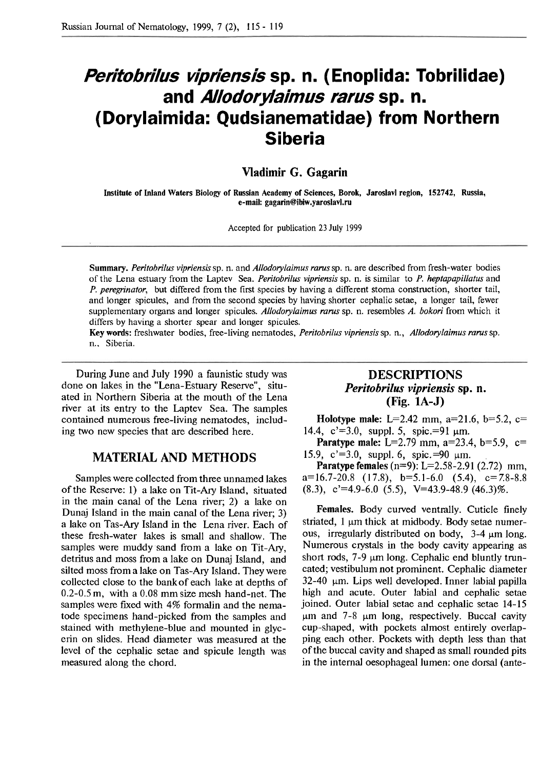# *Peritobrilus vipriensis* sp. n. (Enoplida: Tobrilidae) and *Allodorylaimus rarus* sp. n. (Dorylaimida: Qudsianematidae) from Northern Siberia

**Vladimir G. Gagarin**

Institute of Inland Waters Biology of Russian Academy of Sciences, Borok, Jaroslavl region, 152742, Russia, e-mail: gagarin@ibiw.yaroslavl.ru

Accepted for publication 23 July 1999

**Summary.** *Peritobrilus vipriensis* sp. n. and *Allodorylaimus rarus* sp. n. are described from fresh-water bodies of the Lena estuary from the Laptev Sea. *Peritobrilus vipriensis* sp. n. is similar to *P. heptapapillatus* and *P. peregrinator*, but differed from the first species by having a different stoma construction, shorter tail, and longer spicules, and from the second species by having shorter cephalic setae, a longer tail, fewer supplementary organs and longer spicules. *Allodorylaimus rarus* sp. n. resembles *A. bokori* from which it differs by having a shorter spear and longer spicules.

**Key words:** freshwater bodies, free-living nematodes, *Peritobrilus vipriensis* sp. n., *Allodorylaimus rarus* sp. n., Siberia.

During June and July 1990 a faunistic study was done on lakes in the "Lena-Estuary Reserve", situated in Northern Siberia at the mouth of the Lena river at its entry to the Laptev Sea. The samples contained numerous free-living nematodes, including two new species that are described here.

## MATERIAL AND METHODS

Samples were collected from three unnamed lakes of the Reserve: 1) a lake on Tit-Ary Island, situated in the main canal of the Lena river; 2) a lake on Dunaj Island in the main canal of the Lena river; 3) a lake on Tas-Ary Island in the Lena river. Each of these fresh-water lakes is small and shallow. The samples were muddy sand from a lake on Tit-Ary, detritus and moss from a lake on Dunaj Island, and silted moss from a lake on Tas-Ary Island. They were collected close to the bank of each lake at depths of 0.2-0.5 m, with a 0.08 mm size mesh hand-net. The samples were fixed with 4% formalin and the nematode specimens hand-picked from the samples and stained with methylene-blue and mounted in glycerin on slides. Head diameter was measured at the level of the cephalic setae and spicule length was measured along the chord.

## DESCRIPTIONS

### *Peritobrilus vipriensis* sp. n. (Fig. 1A-J)

**Holotype male:** L=2.42 mm, a=21.6, b=5.2, c=14.4, c'=3.0, suppl. 5, spic.=91 μm.

**Paratype male:** L=2.79 mm, a=23.4, b=5.9, c=15.9, c'=3.0, suppl. 6, spic.=90 μm.

**Paratype females** (n=9): L=2.58-2.91 (2.72) mm, a=16.7-20.8 (17.8), b=5.1-6.0 (5.4), c=7.8-8.8 (8.3), c'=4.9-6.0 (5.5), V=43.9-48.9 (46.3)%.

**Females.** Body curved ventrally. Cuticle finely striated, 1 μm thick at midbody. Body setae numerous, irregularly distributed on body, 3-4 μm long. Numerous crystals in the body cavity appearing as short rods, 7-9 μm long. Cephalic end bluntly truncated; vestibulum not prominent. Cephalic diameter 32-40 μm. Lips well developed. Inner labial papilla high and acute. Outer labial and cephalic setae joined. Outer labial setae and cephalic setae 14-15 μm and 7-8 μm long, respectively. Buccal cavity cup-shaped, with pockets almost entirely overlapping each other. Pockets with depth less than that of the buccal cavity and shaped as small rounded pits in the internal oesophageal lumen: one dorsal (ante-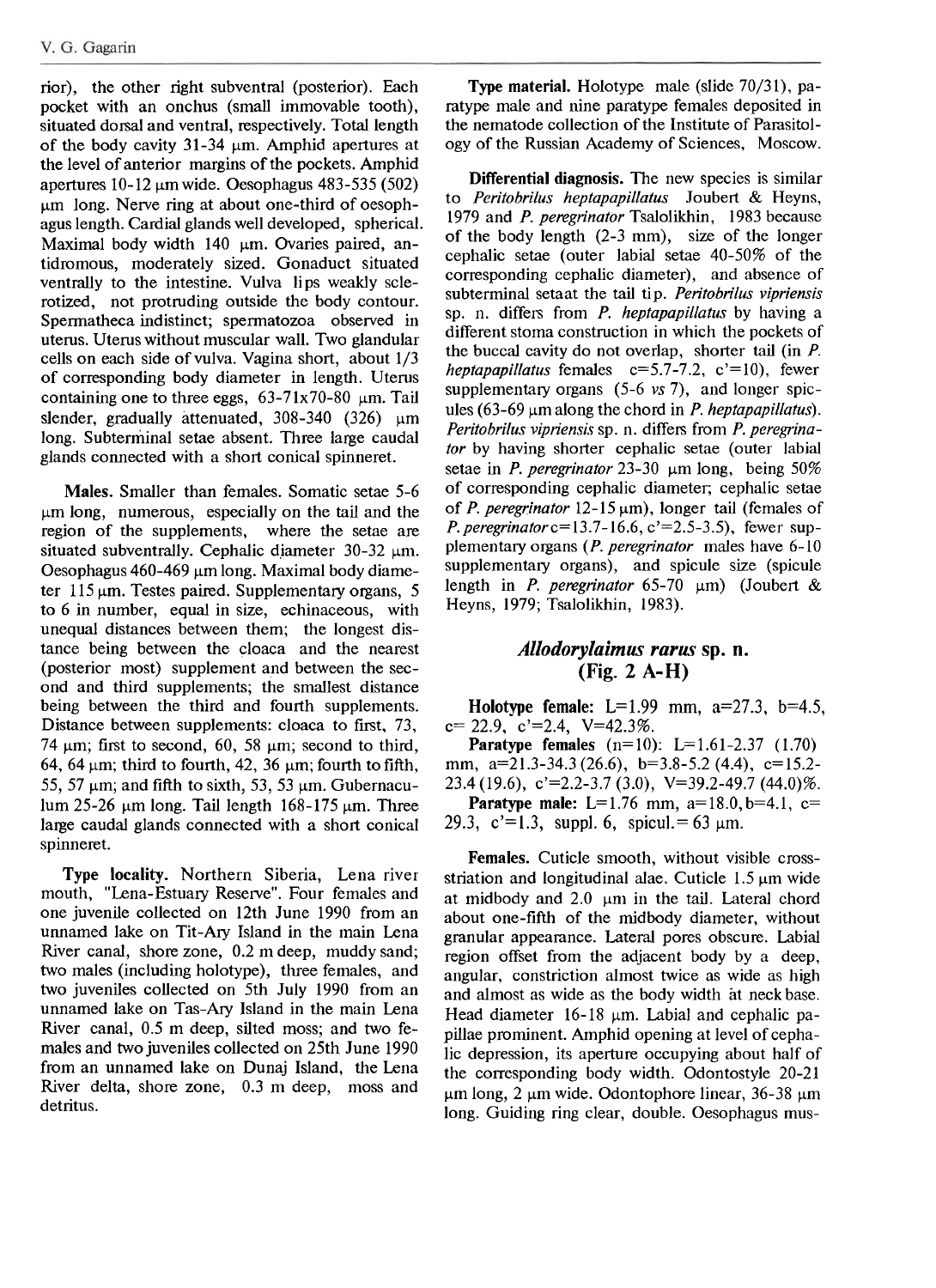rior), the other right subventral (posterior). Each pocket with an onchus (small immovable tooth), situated dorsal and ventral, respectively. Total length of the body cavity 31-34 μm. Amphid apertures at the level of anterior margins of the pockets. Amphid apertures 10-12 μm wide. Oesophagus 483-535 (502) μm long. Nerve ring at about one-third of oesophagus length. Cardial glands well developed, spherical. Maximal body width 140 μm. Ovaries paired, antidromous, moderately sized. Gonaduct situated ventrally to the intestine. Vulva lips weakly sclerotized, not protruding outside the body contour. Spermatheca indistinct; spermatozoa observed in uterus. Uterus without muscular wall. Two glandular cells on each side of vulva. Vagina short, about 1/3 of corresponding body diameter in length. Uterus containing one to three eggs, 63-71x70-80 μm. Tail slender, gradually attenuated, 308-340 (326) μm long. Subterminal setae absent. Three large caudal glands connected with a short conical spinneret.

**Males.** Smaller than females. Somatic setae 5-6 μm long, numerous, especially on the tail and the region of the supplements, where the setae are situated subventrally. Cephalic diameter 30-32 μm. Oesophagus 460-469 μm long. Maximal body diameter 115 μm. Testes paired. Supplementary organs, 5 to 6 in number, equal in size, echinaceous, with unequal distances between them; the longest distance being between the cloaca and the nearest (posterior most) supplement and between the second and third supplements; the smallest distance being between the third and fourth supplements. Distance between supplements: cloaca to first, 73, 74 μm; first to second, 60, 58 μm; second to third, 64, 64 μm; third to fourth, 42, 36 μm; fourth to fifth, 55, 57 μm; and fifth to sixth, 53, 53 μm. Gubernaculum 25-26 μm long. Tail length 168-175 μm. Three large caudal glands connected with a short conical spinneret.

**Type locality.** Northern Siberia, Lena river mouth, "Lena-Estuary Reserve". Four females and one juvenile collected on 12th June 1990 from an unnamed lake on Tit-Ary Island in the main Lena River canal, shore zone, 0.2 m deep, muddy sand; two males (including holotype), three females, and two juveniles collected on 5th July 1990 from an unnamed lake on Tas-Ary Island in the main Lena River canal, 0.5 m deep, silted moss; and two females and two juveniles collected on 25th June 1990 from an unnamed lake on Dunaj Island, the Lena River delta, shore zone, 0.3 m deep, moss and detritus.

**Type material.** Holotype male (slide 70/31), paratype male and nine paratype females deposited in the nematode collection of the Institute of Parasitology of the Russian Academy of Sciences, Moscow.

**Differential diagnosis.** The new species is similar to *Peritobrilus heptapapillatus* Joubert & Heyns, 1979 and *P. peregrinator* Tsalolikhin, 1983 because of the body length (2-3 mm), size of the longer cephalic setae (outer labial setae 40-50% of the corresponding cephalic diameter), and absence of subterminal setaat the tail tip. *Peritobrilus vipriensis* sp. n. differs from *P. heptapapillatus* by having a different stoma construction in which the pockets of the buccal cavity do not overlap, shorter tail (in *P. heptapapillatus* females c=5.7-7.2, c'=10), fewer supplementary organs (5-6 *vs* 7), and longer spicules (63-69 μm along the chord in *P. heptapapillatus*). *Peritobrilus vipriensis* sp. n. differs from *P. peregrinator* by having shorter cephalic setae (outer labial setae in *P. peregrinator* 23-30 μm long, being 50% of corresponding cephalic diameter; cephalic setae of *P. peregrinator* 12-15 μm), longer tail (females of *P. peregrinator* c=13.7-16.6, c'=2.5-3.5), fewer supplementary organs (*P. peregrinator* males have 6-10 supplementary organs), and spicule size (spicule length in *P. peregrinator* 65-70 μm) (Joubert & Heyns, 1979; Tsalolikhin, 1983).

## *Allodorylaimus rarus* sp. n. (Fig. 2 A-H)

**Holotype female:** L=1.99 mm, a=27.3, b=4.5, c= 22.9, c'=2.4, V=42.3%.

**Paratype females** (n=10): L=1.61-2.37 (1.70) mm, a=21.3-34.3 (26.6), b=3.8-5.2 (4.4), c=15.2-23.4 (19.6), c'=2.2-3.7 (3.0), V=39.2-49.7 (44.0)%.

**Paratype male:** L=1.76 mm, a=18.0, b=4.1, c= 29.3, c'=1.3, suppl. 6, spicul.= 63 μm.

**Females.** Cuticle smooth, without visible cross-striation and longitudinal alae. Cuticle 1.5 μm wide at midbody and 2.0 μm in the tail. Lateral chord about one-fifth of the midbody diameter, without granular appearance. Lateral pores obscure. Labial region offset from the adjacent body by a deep, angular, constriction almost twice as wide as high and almost as wide as the body width at neck base. Head diameter 16-18 μm. Labial and cephalic papillae prominent. Amphid opening at level of cephalic depression, its aperture occupying about half of the corresponding body width. Odontostyle 20-21 μm long, 2 μm wide. Odontophore linear, 36-38 μm long. Guiding ring clear, double. Oesophagus mus-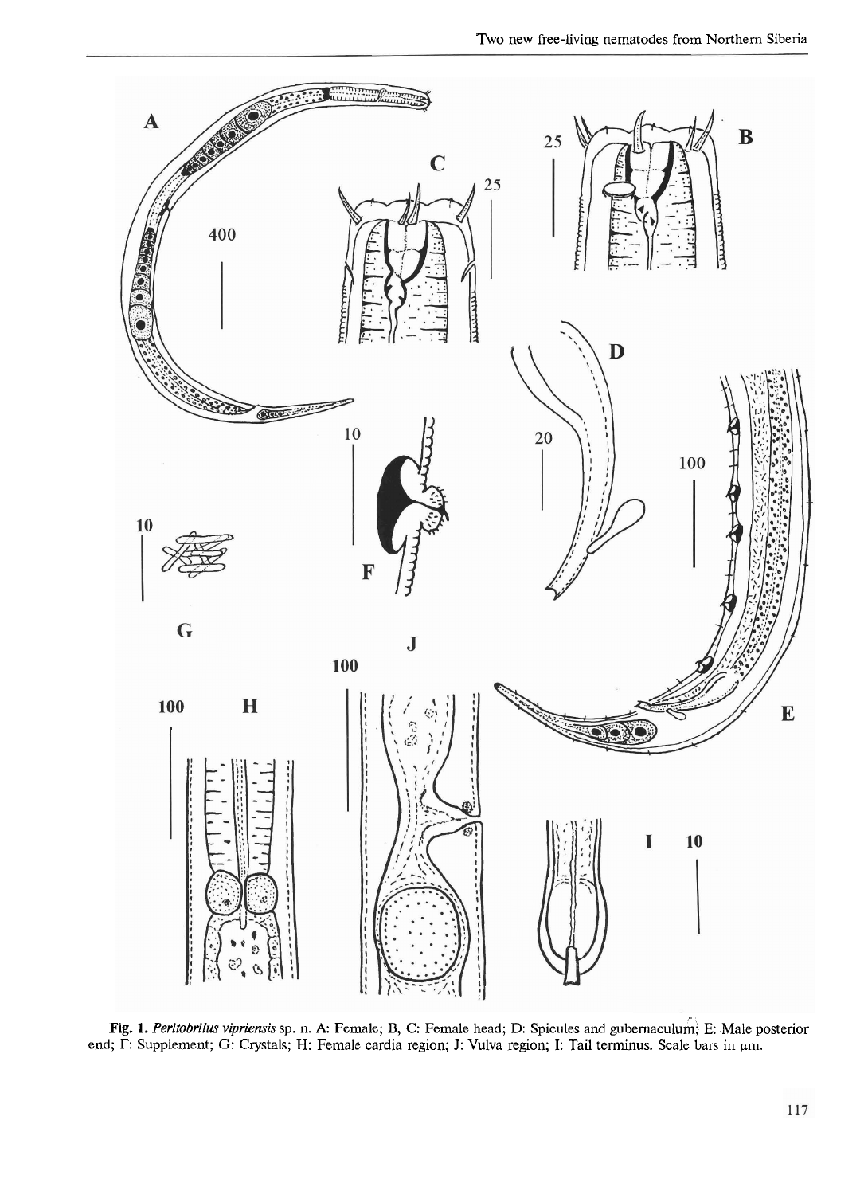**Fig. 1.** *Peritobrilus vipriensis* sp. n. A: Female; B, C: Female head; D: Spicules and gubernaculum; E: Male posterior end; F: Supplement; G: Crystals; H: Female cardia region; J: Vulva region; I: Tail terminus. Scale bars in μm.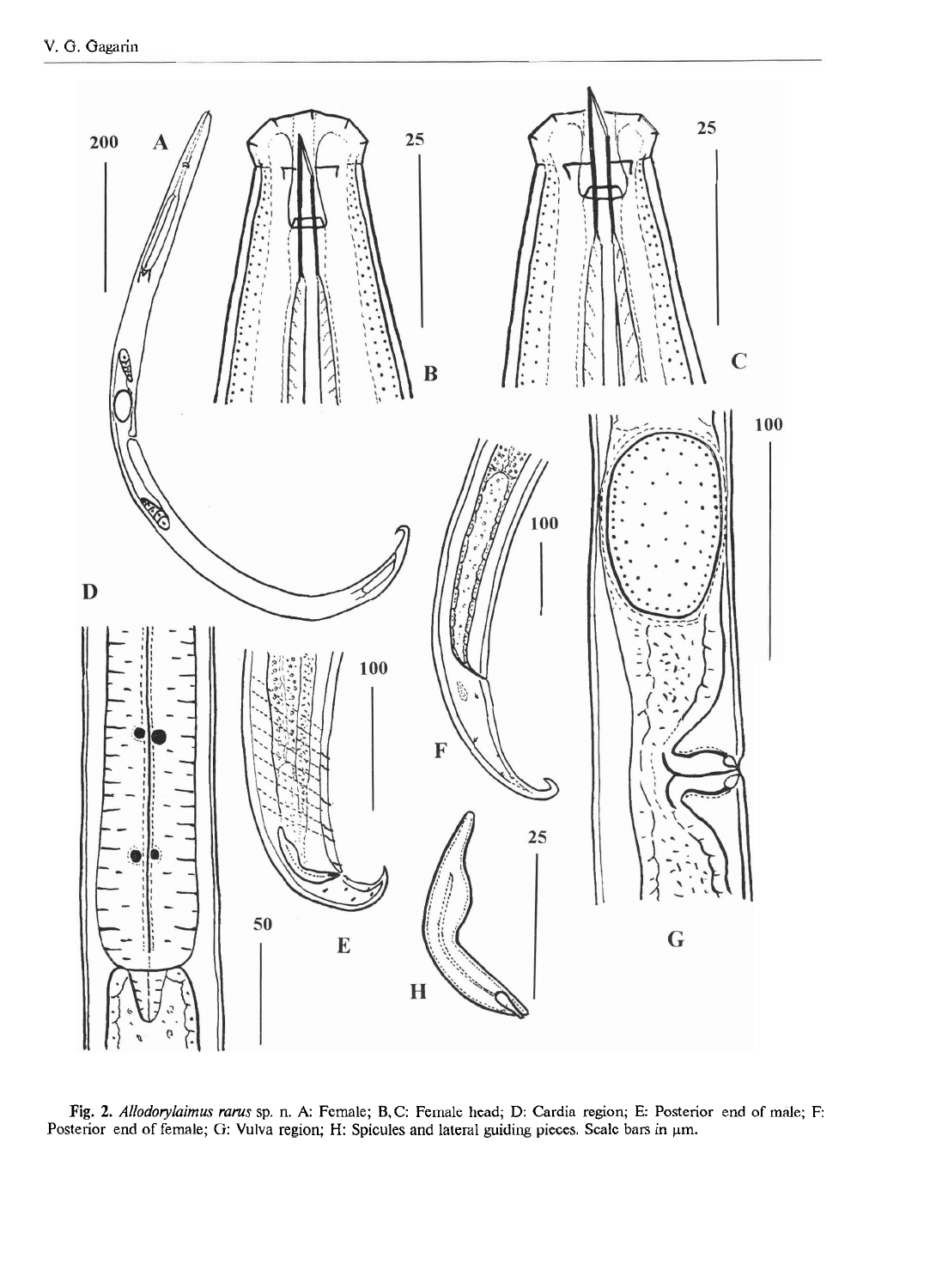**Fig. 2.** *Allodorylaimus rarus* sp. n. A: Female; B, C: Female head; D: Cardia region; E: Posterior end of male; F: Posterior end of female; G: Vulva region; H: Spicules and lateral guiding pieces. Scale bars in μm.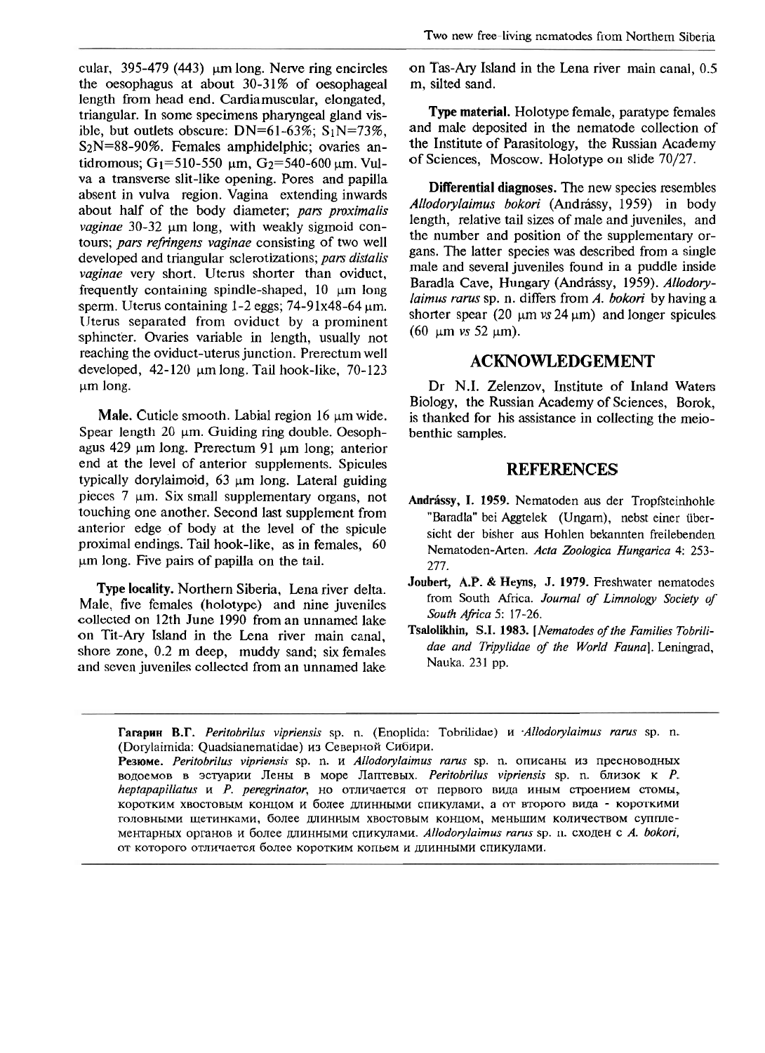cular, 395-479 (443) μm long. Nerve ring encircles the oesophagus at about 30-31% of oesophageal length from head end. Cardia muscular, elongated, triangular. In some specimens pharyngeal gland visible, but outlets obscure: DN=61-63%; $S_1N$=73%, $S_2N$=88-90%. Females amphidelphic; ovaries antidromous; $G_1$=510-550 μm, $G_2$=540-600 μm. Vulva a transverse slit-like opening. Pores and papilla absent in vulva region. Vagina extending inwards about half of the body diameter; *pars proximalis vaginae* 30-32 μm long, with weakly sigmoid contours; *pars refringens vaginae* consisting of two well developed and triangular sclerotizations; *pars distalis vaginae* very short. Uterus shorter than oviduct, frequently containing spindle-shaped, 10 μm long sperm. Uterus containing 1-2 eggs; 74-91x48-64 μm. Uterus separated from oviduct by a prominent sphincter. Ovaries variable in length, usually not reaching the oviduct-uterus junction. Prerectum well developed, 42-120 μm long. Tail hook-like, 70-123 μm long.

**Male.** Cuticle smooth. Labial region 16 μm wide. Spear length 20 μm. Guiding ring double. Oesophagus 429 μm long. Prerectum 91 μm long; anterior end at the level of anterior supplements. Spicules typically dorylaimoid, 63 μm long. Lateral guiding pieces 7 μm. Six small supplementary organs, not touching one another. Second last supplement from anterior edge of body at the level of the spicule proximal endings. Tail hook-like, as in females, 60 μm long. Five pairs of papilla on the tail.

**Type locality.** Northern Siberia, Lena river delta. Male, five females (holotype) and nine juveniles collected on 12th June 1990 from an unnamed lake on Tit-Ary Island in the Lena river main canal, shore zone, 0.2 m deep, muddy sand; six females and seven juveniles collected from an unnamed lake on Tas-Ary Island in the Lena river main canal, 0.5 m, silted sand.

**Type material.** Holotype female, paratype females and male deposited in the nematode collection of the Institute of Parasitology, the Russian Academy of Sciences, Moscow. Holotype on slide 70/27.

**Differential diagnoses.** The new species resembles *Allodorylaimus bokori* (Andrássy, 1959) in body length, relative tail sizes of male and juveniles, and the number and position of the supplementary organs. The latter species was described from a single male and several juveniles found in a puddle inside Baradla Cave, Hungary (Andrássy, 1959). *Allodorylaimus rarus* sp. n. differs from *A. bokori* by having a shorter spear (20 μm *vs* 24 μm) and longer spicules (60 μm *vs* 52 μm).

## ACKNOWLEDGEMENT

Dr N.I. Zelenzov, Institute of Inland Waters Biology, the Russian Academy of Sciences, Borok, is thanked for his assistance in collecting the meiobenthic samples.

## REFERENCES

**Andrássy, I. 1959.** Nematoden aus der Tropfsteinhohle "Baradla" bei Aggtelek (Ungarn), nebst einer übersicht der bisher aus Hohlen bekannten freilebenden Nematoden-Arten. *Acta Zoologica Hungarica* 4: 253-277.

**Joubert, A.P. & Heyns, J. 1979.** Freshwater nematodes from South Africa. *Journal of Limnology Society of South Africa* 5: 17-26.

**Tsalolikhin, S.I. 1983.** [*Nematodes of the Families Tobrilidae and Tripylidae of the World Fauna*]. Leningrad, Nauka. 231 pp.

---

**Гагарин В.Г.** *Peritobrilus vipriensis* sp. n. (Enoplida: Tobrilidae) и *Allodorylaimus rarus* sp. n. (Dorylaimida: Quadsianematidae) из Северной Сибири.

**Резюме.** *Peritobrilus vipriensis* sp. n. и *Allodorylaimus rarus* sp. n. описаны из пресноводных водоемов в эстуарии Лены в море Лаптевых. *Peritobrilus vipriensis* sp. n. близок к *P. heptapapillatus* и *P. peregrinator*, но отличается от первого вида иным строением стомы, коротким хвостовым концом и более длинными спикулами, а от второго вида - короткими головными щетинками, более длинным хвостовым концом, меньшим количеством супплементарных органов и более длинными спикулами. *Allodorylaimus rarus* sp. n. сходен с *A. bokori*, от которого отличается более коротким копьем и длинными спикулами.